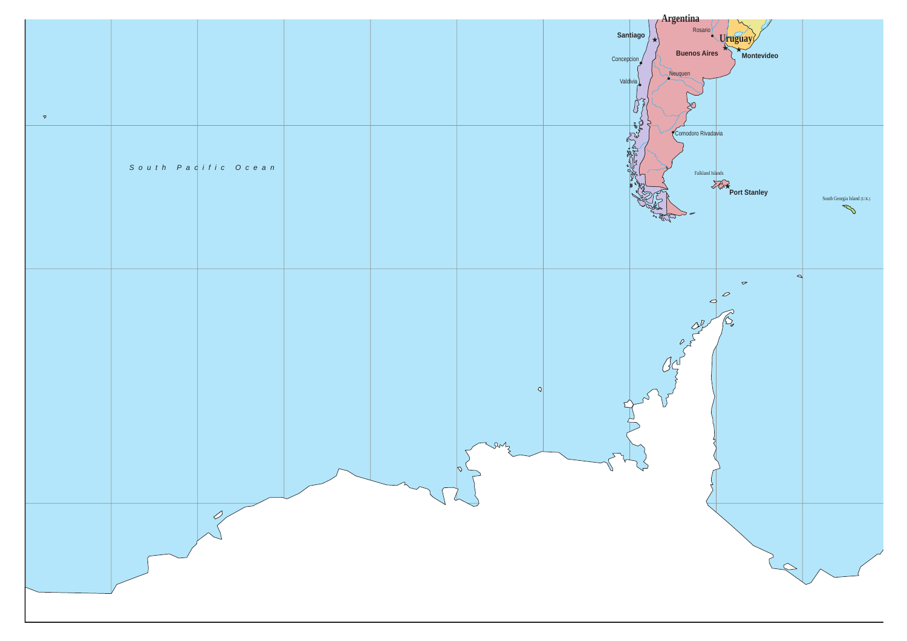Argentina

Santiago

Rosario

Uruguay

Montevideo

Buenos Aires

Concepcion

Neuquen

Valdivia

South Pacific Ocean

Comodoro Rivadavia

Falkland Islands

Port Stanley

South Georgia Island (U.K.)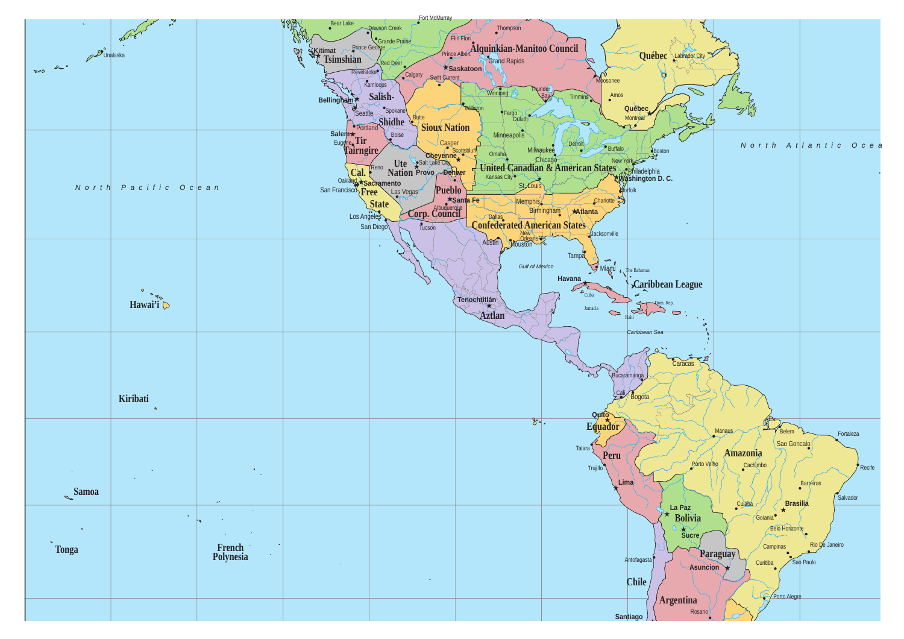North Pacific Ocean

North Atlantic Ocean

Gulf of Mexico

Caribbean Sea

Tsimshian

Salish-Shidhe

Tir Tairngire

Cal. Free State

Ute Nation

Sioux Nation

Pueblo Corp. Council

Algonkian-Manitou Council

Québec

United Canadian & American States

Confederated American States

Aztlan

Caribbean League

Hawai'i

Kiribati

Samoa

Tonga

French Polynesia

Amazonia

Equador

Peru

Bolivia

Paraguay

Chile

Argentina

Unalaska, Bear Lake, Fort McMurray, Dawson Creek, Grande Prairie, Kitimat, Prince George, Red Deer, Revelstoke, Kamloops, Calgary, Swift Current, Flin Flon, Thompson, Prince Albert, Grand Rapids, Saskatoon, Moosonee, Labrador City, Bellingham, Seattle, Spokane, Butte, Williston, Winnipeg, Thunder Bay, Timmins, Amos, Québec, Montreal, Salem, Portland, Eugene, Boise, Casper, Fargo, Duluth, Minneapolis, Detroit, Buffalo, Boston, Reno, Salt Lake City, Provo, Cheyenne, Scottsbluff, Omaha, Milwaukee, Chicago, New York, Philadelphia, Washington D. C., Oakland, Sacramento, San Francisco, Las Vegas, Denver, Kansas City, St. Louis, Norfolk, Santa Fe, Albuquerque, Memphis, Charlotte, Birmingham, Atlanta, Los Angeles, San Diego, Tucson, Dallas, Austin, Houston, New Orleans, Jacksonville, Tampa, Miami, The Bahamas, Havana, Cuba, Jamaica, Haiti, Dom. Rep., Tenochtitlán, Caracas, Bucaramanga, Cali, Bogota, Quito, Talara, Trujillo, Lima, Manaus, Belem, Fortaleza, Sao Goncalo, Porto Velho, Cachimbo, Recife, Barreiras, Salvador, Cuiaba, Brasilia, La Paz, Sucre, Goiania, Belo Horizonte, Campinas, Rio De Janeiro, Curitiba, Sao Paulo, Asuncion, Antofagasta, Porto Alegre, Rosario, Santiago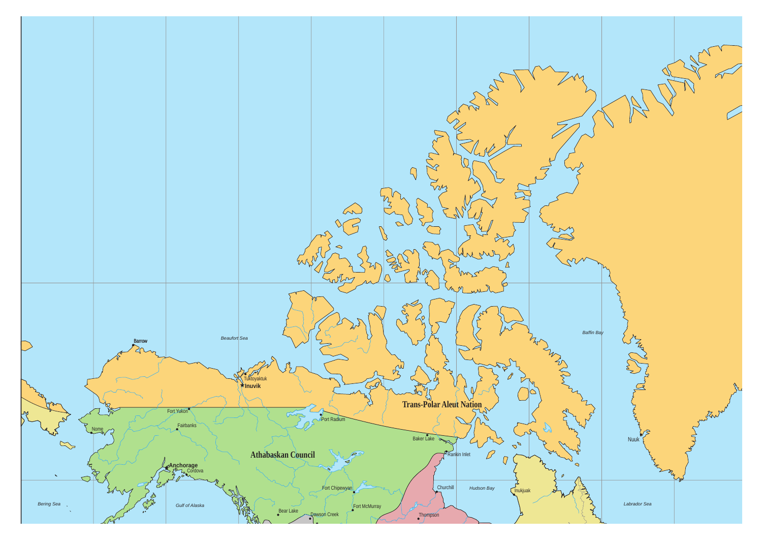Beaufort Sea

Baffin Bay

Barrow

Tuktoyaktuk

Inuvik

Trans-Polar Aleut Nation

Fort Yukon

Port Radium

Nome

Fairbanks

Baker Lake

Rankin Inlet

Athabaskan Council

Anchorage

Cordova

Nuuk

Churchill

Hudson Bay

Inukjuak

Fort Chipewyan

Bering Sea

Gulf of Alaska

Fort McMurray

Labrador Sea

Bear Lake

Dawson Creek

Thompson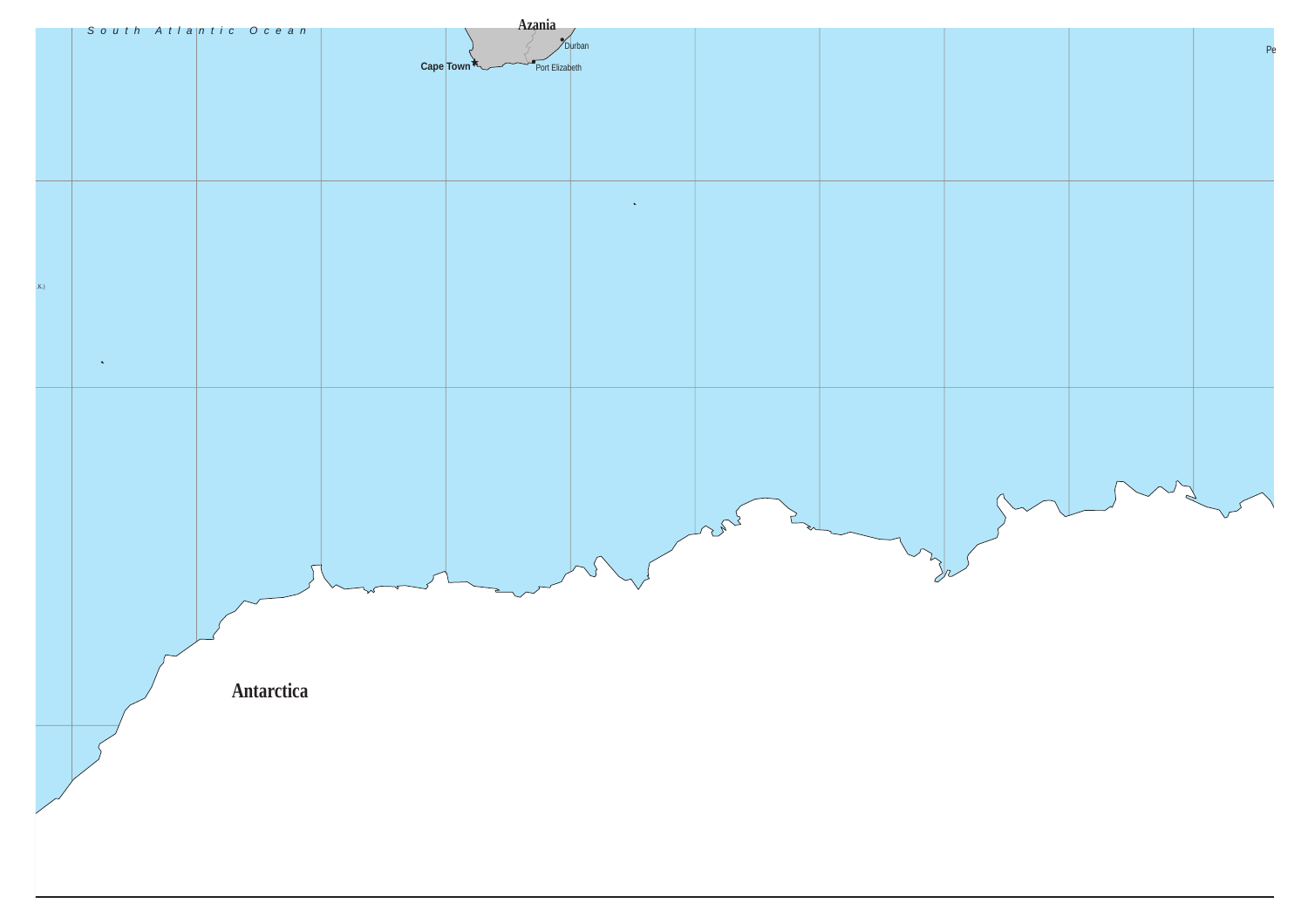South Atlantic Ocean

Azania

Durban

Cape Town

Port Elizabeth

Pe

.K.)

Antarctica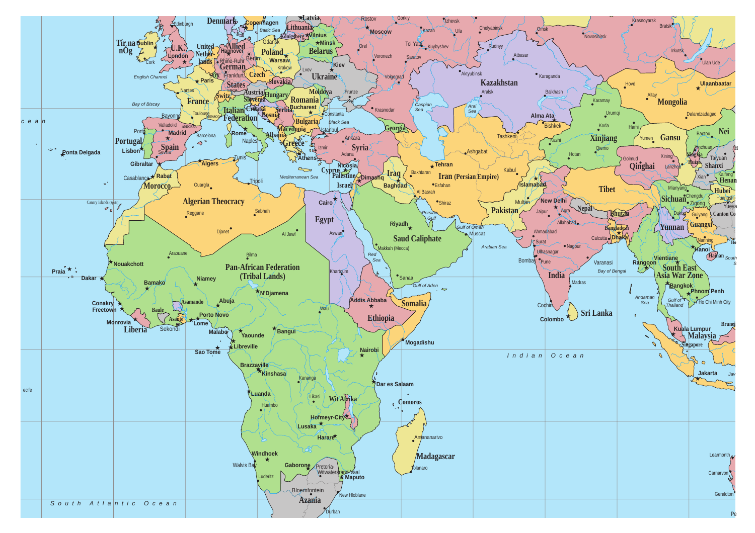Tír na nÓg
Dublin
Cork
Edinburgh
U.K.
London
English Channel
Denmark
Copenhagen
Baltic Sea
Latvia
Lithuania
Königsberg
Vilnius
Minsk
Belarus
Gdansk
Poland
Warsaw
United Netherlands
Hannover
Allied German States
Berlin
Rhine-Ruhr
Frankfurt
SOX
Czech
Krakow
Slovakia
Lvov
Kiev
Ukraine
Moldova
Austria
Hungary
Slovenia
Croatia
Serbia
Romania
Bucharest
Bosnia
Constanta
Bulgaria
Black Sea
Macedonia
Albania
Greece
Istanbul
Izmir
Athens
Paris
Nantes
France
Switz.
Italian Federation
Bay of Biscay
Bayonne
Toulouse
MONACO
ANDORRA
Rome
Naples
Porto
Valladolid
Madrid
Barcelona
Portugal
Spain
Lisbon
Sevilla
Gibraltar
Ponta Delgada
Tunis
Algers
Casablanca
Rabat
Morocco
Ouargla
Tripoli
Mediterranean Sea
Algerian Theocracy
Canary Islands (Spain)
Reggane
Sabhah
Djanet
Al Jawf
Arauane
Bilma
Nouakchott
Praia
Dakar
Bamako
Niamey
Pan-African Federation (Tribal Lands)
N'Djamena
Asamando
Abuja
Conakry
Freetown
Baule
Asante
Porto Novo
Lome
Monrovia
Liberia
Sekondi
Malabo
Yaounde
Bangui
Sao Tome
Libreville
Brazzaville
Kinshasa
Kananga
Luanda
Huambo
Likasi
Wit Afrika
Hofmeyr-City
Lusaka
Harare
Windhoek
Walvis Bay
Gaborone
Pretoria-Witwatersrand-Vaal
Maputo
Luderitz
Bloemfontein
Azania
New Hloblane
Durban
South Atlantic Ocean
ecife
Cairo
Egypt
Aswan
Khartoum
Wau
Addis Abbaba
Ethiopia
Somalia
Mogadishu
Nairobi
Dar es Salaam
Comoros
Antananarivo
Madagascar
Tolanaro
Red Sea
Makkah (Mecca)
Riyadh
Saud Caliphate
Sanaa
Gulf of Aden
Gulf of Oman
Muscat
Persian Gulf
Arabian Sea
Nicosia
Cyprus
Palestine
Israel
Dimashq
Syria
Adana
Ankara
Iraq
Baghdad
Al Basrah
Bakhtaran
Georgia
Tehran
Iran (Persian Empire)
Esfahan
Shiraz
Ashgabat
Tashkent
Kabul
Islamabad
Multan
Pakistan
Moscow
Rostov
Gorkiy
Izhevsk
Kazan
Ufa
Chelyabinsk
Omsk
Novosibirsk
Krasnoyarsk
Bratsk
Irkutsk
Ulan Ude
Orel
Voronezh
Tol Yatti
Kuybyshev
Saratov
Volgograd
Krasnodar
Frunze
Rudnyy
Aktyubinsk
Atbasar
Karaganda
Kazakhstan
Aralsk
Balkhash
Caspian Sea
Aral Sea
Alma Ata
Bishkek
Kashi
Hotan
Qiemo
Korla
Urumqi
Karamay
Xinjiang
Hami
Yumen
Gansu
Altay
Hovd
Mongolia
Ulaanbaatar
Dalandzadagad
Nei
Baotou
Yinchuan
Ningxia
Huiza
Taiyuan
Shanxi
Xining
Golmud
Qinghai
Lanzhou
Xian
Kaifeng
Henan
Hubei
Huangshi
Tibet
Mianyang
Sichuan
Chengdu
Zigong
Yueya
Guiyang
Guangxi
Canton Co
Yunnan
Dukou
Nanning
Hanoi
Hainan
New Delhi
Agra
Jaipur
Nepal
Bhutan
Allahabad
Bangladesh
Dhaka
Calcutta
Ahmadabad
Surat
Ulhasnagar
Nagpur
Bombay
Pune
Varanasi
India
Madras
Cochin
Colombo
Sri Lanka
Bay of Bengal
Andaman Sea
Rangoon
Vientiane
South East Asia War Zone
Bangkok
Phnom Penh
Ho Chi Minh City
Gulf of Thailand
Kuala Lumpur
Malaysia
Singapore
Brunei
Jakarta
Indian Ocean
Learmonth
Carnarvon
Geraldton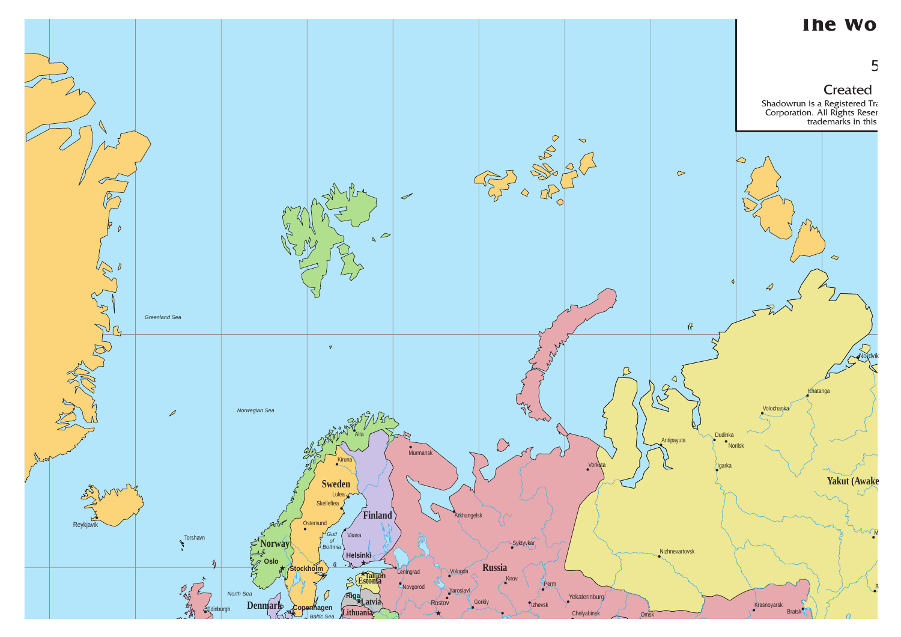# The Wo

5

Created

Shadowrun is a Registered Tra
Corporation. All Rights Reser
trademarks in this

Greenland Sea

Norwegian Sea

North Sea

Baltic Sea

Gulf of Bothnia

Reykjavik

Torshavn

Edinburgh

**Norway**

Oslo

**Sweden**

Kiruna

Lulea

Skelleftea

Ostersund

Stockholm

**Denmark**

Copenhagen

**Finland**

Alta

Vaasa

Helsinki

Tallinn

**Estonia**

Riga

**Latvia**

**Lithuania**

**Russia**

Murmansk

Arkhangelsk

Leningrad

Novgorod

Vologda

Yaroslavl

Rostov

Gorkiy

Kirov

Syktyvkar

Perm

Izhevsk

Yekaterinburg

Chelyabinsk

Vorkuta

Omsk

Nizhnevartovsk

Antipayuta

Dudinka

Norilsk

Igarka

Volochanka

Khatanga

Nordvik

Krasnoyarsk

Bratsk

**Yakut (Awake**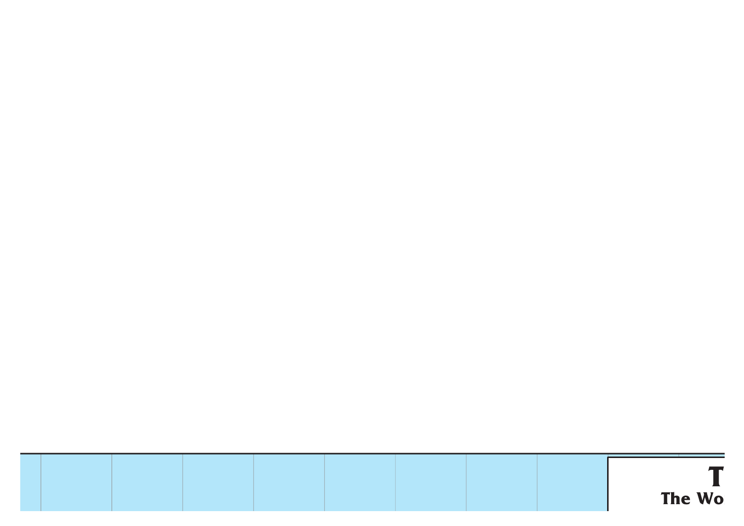T

**The Wo**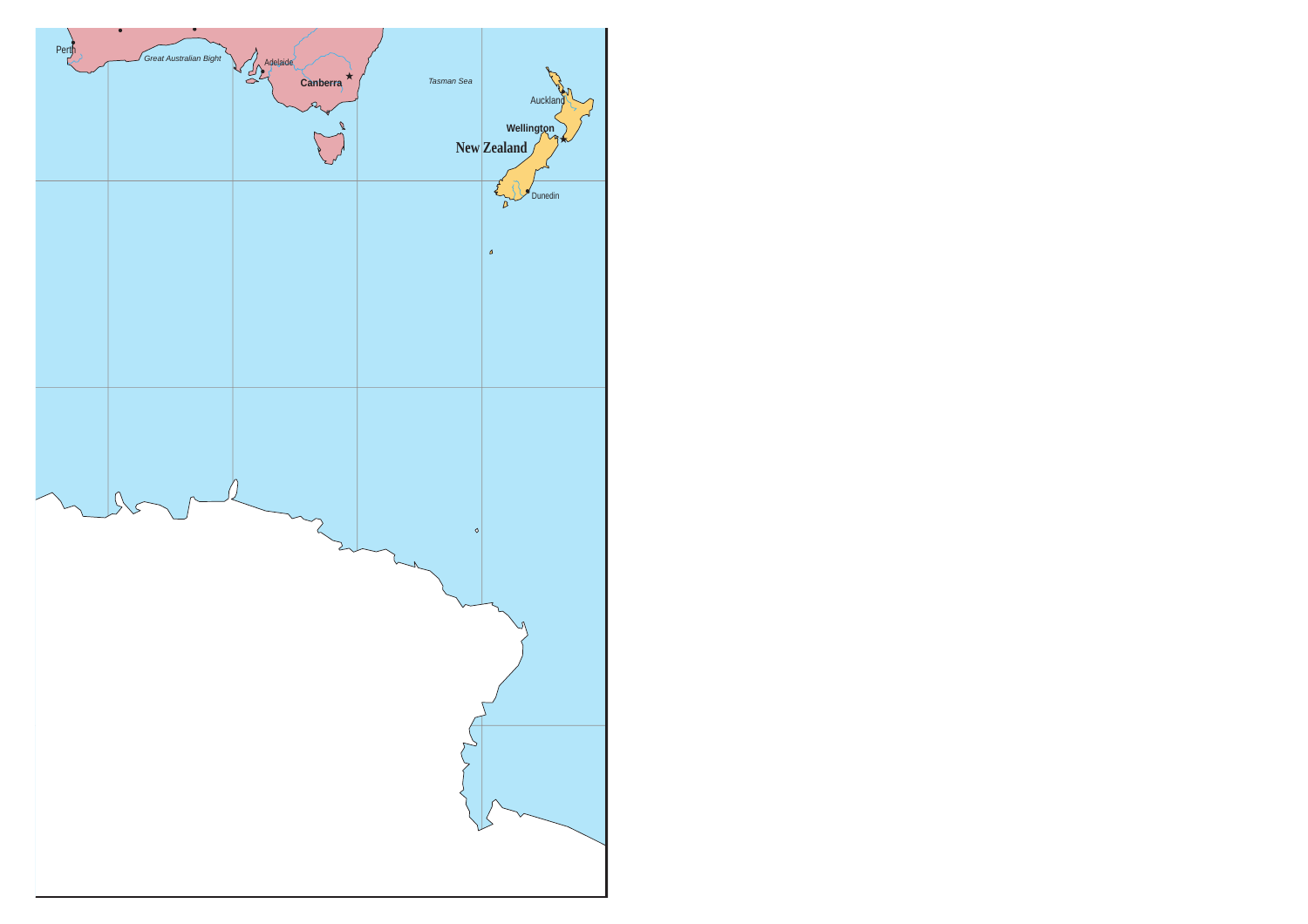Perth

*Great Australian Bight*

Adelaide

**Canberra**

*Tasman Sea*

Auckland

**Wellington**

**New Zealand**

Dunedin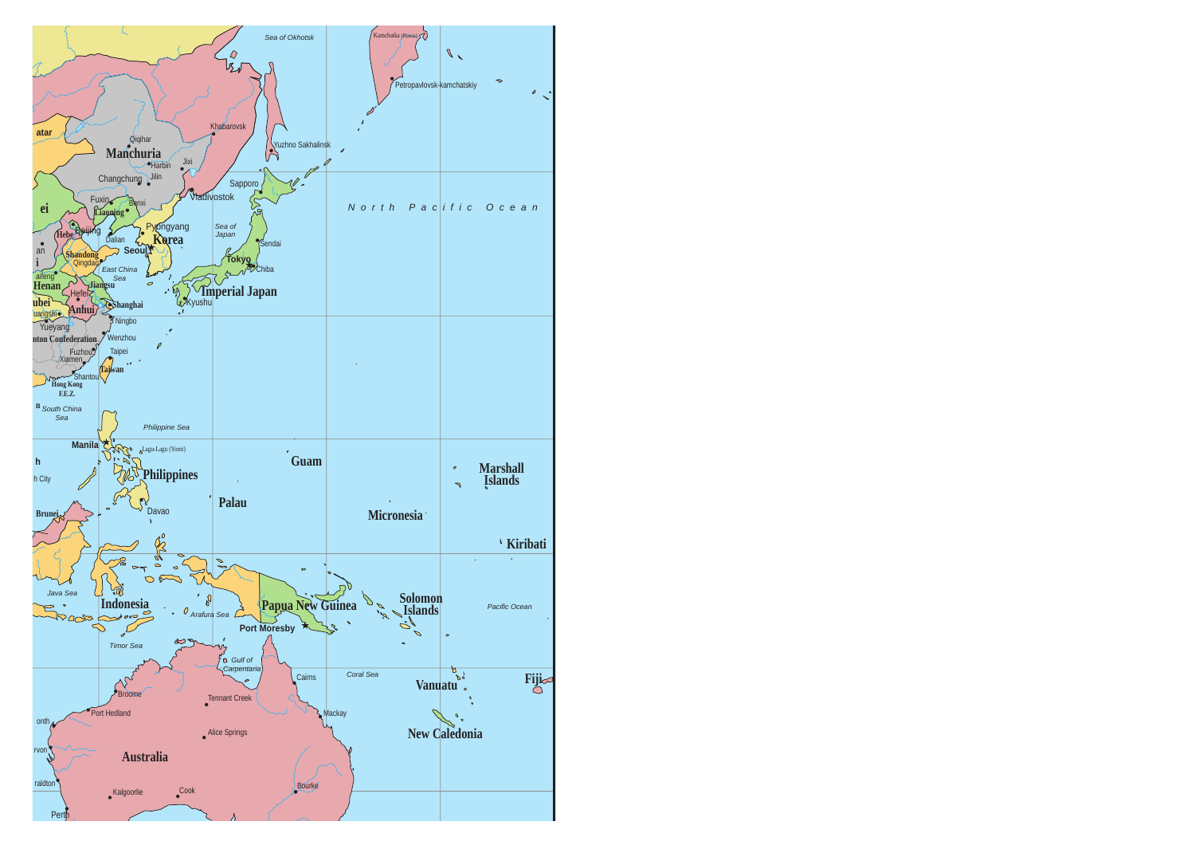Sea of Okhotsk

Kamchatka (Russia)

Petropavlovsk-kamchatskiy

Khabarovsk

Yuzhno Sakhalinsk

atar

Qiqihar

Manchuria

Harbin

Jixi

Changchung

Jilin

Sapporo

Fuxin

Benxi

Vladivostok

ei

Liaoning

North Pacific Ocean

Hebe

Beijing

Pyongyang

Sea of Japan

Dalian

Korea

Sendai

an

Seoul

Shandong

i

Qingdao

Tokyo

East China Sea

Chiba

aifeng

Henan

Jiangsu

Imperial Japan

Hefei

Kyushu

ubei

Anhui

Shanghai

uangshi

Ningbo

Yueyang

nton Confederation

Wenzhou

Fuzhou

Taipei

Xiamen

Taiwan

Shantou

Hong Kong F.E.Z.

n South China Sea

Philippine Sea

Manila

Lagu-Lagu (Yomi)

Guam

Marshall Islands

h

h City

Philippines

Palau

Davao

Brunei

Micronesia

Kiribati

Java Sea

Solomon Islands

Indonesia

Papua New Guinea

Pacific Ocean

Arafura Sea

Port Moresby

Timor Sea

Gulf of Carpentaria

Cairns

Coral Sea

Fiji

Broome

Vanuatu

Tennant Creek

Port Hedland

Mackay

onth

New Caledonia

Alice Springs

rvon

Australia

raldton

Bourke

Kalgoorlie

Cook

Perth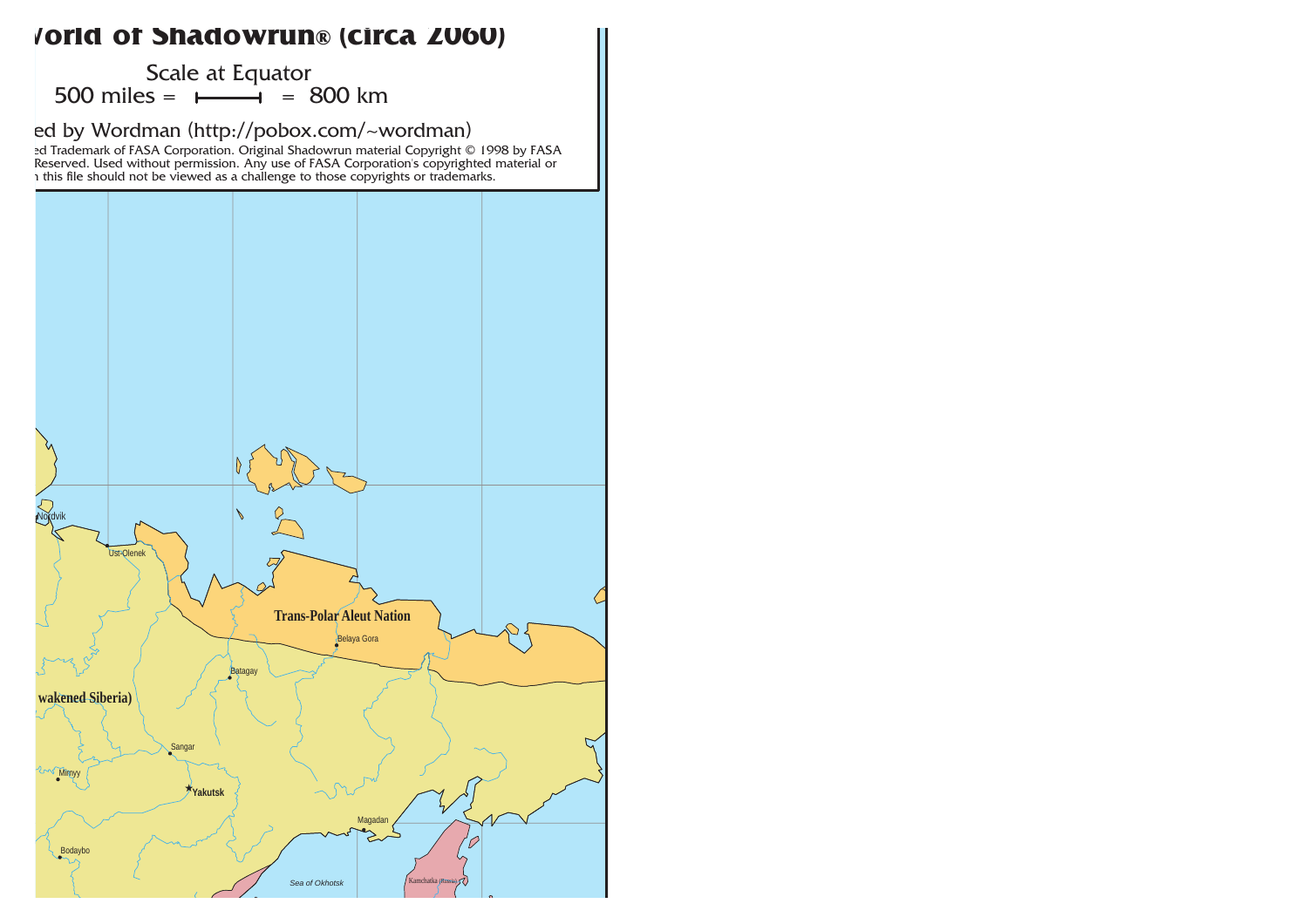# ...orld of Shadowrun® (circa 2060)

Scale at Equator

500 miles = = 800 km

...ed by Wordman (http://pobox.com/~wordman)

...ed Trademark of FASA Corporation. Original Shadowrun material Copyright © 1998 by FASA ... Reserved. Used without permission. Any use of FASA Corporation's copyrighted material or ... this file should not be viewed as a challenge to those copyrights or trademarks.

Nordvik

Ust-Olenek

**Trans-Polar Aleut Nation**

Belaya Gora

Batagay

**...wakened Siberia)**

Sangar

Mirnyy

**Yakutsk**

Magadan

Bodaybo

*Sea of Okhotsk*

Kamchatka (Russia)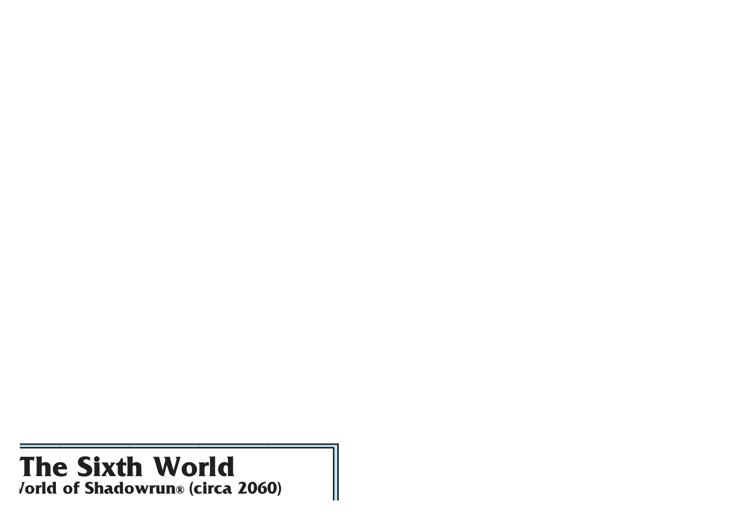# The Sixth World

## /orld of Shadowrun® (circa 2060)